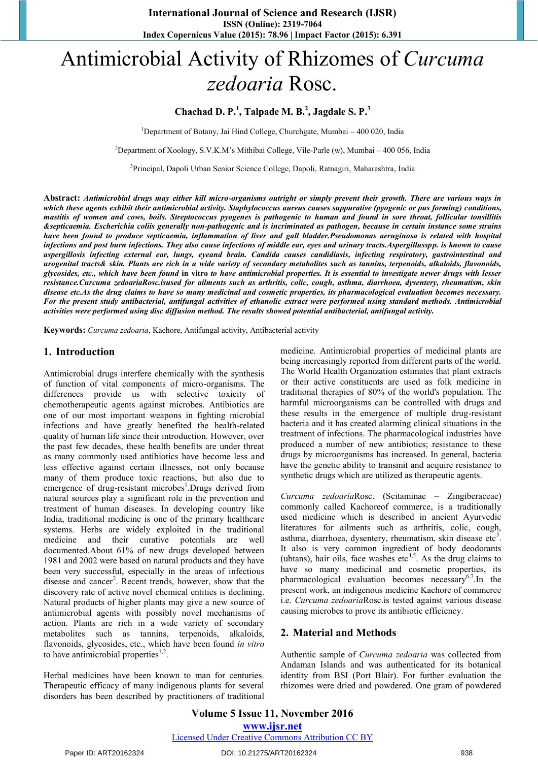# Antimicrobial Activity of Rhizomes of *Curcuma zedoaria* Rosc.

**Chachad D. P.[1], Talpade M. B.[2], Jagdale S. P.[3]**

[1]Department of Botany, Jai Hind College, Churchgate, Mumbai – 400 020, India

[2]Department of Xoology, S.V.K.M's Mithibai College, Vile-Parle (w), Mumbai – 400 056, India

[3]Principal, Dapoli Urban Senior Science College, Dapoli, Ratnagiri, Maharashtra, India

**Abstract:** ***Antimicrobial drugs may either kill micro-organisms outright or simply prevent their growth. There are various ways in which these agents exhibit their antimicrobial activity. Staphylococcus aureus causes suppurative (pyogenic or pus forming) conditions, mastitis of women and cows, boils. Streptococcus pyogenes is pathogenic to human and found in sore throat, follicular tonsillitis &septicaemia. Escherichia coliis generally non-pathogenic and is incriminated as pathogen, because in certain instance some strains have been found to produce septicaemia, inflammation of liver and gall bladder.Pseudomonas aeruginosa is related with hospital infections and post burn infections. They also cause infections of middle ear, eyes and urinary tracts.Aspergillusspp. is known to cause aspergillosis infecting external ear, lungs, eyeand brain. Candida causes candidiasis, infecting respiratory, gastrointestinal and urogenital tracts& skin. Plants are rich in a wide variety of secondary metabolites such as tannins, terpenoids, alkaloids, flavonoids, glycosides, etc., which have been found*** **in vitro** ***to have antimicrobial properties. It is essential to investigate newer drugs with lesser resistance.Curcuma zedoariaRosc.isused for ailments such as arthritis, colic, cough, asthma, diarrhoea, dysentery, rheumatism, skin disease etc.As the drug claims to have so many medicinal and cosmetic properties, its pharmacological evaluation becomes necessary. For the present study antibacterial, antifungal activities of ethanolic extract were performed using standard methods. Antimicrobial activities were performed using disc diffusion method. The results showed potential antibacterial, antifungal activity.***

**Keywords:** *Curcuma zedoaria*, Kachore, Antifungal activity, Antibacterial activity

## 1. Introduction

Antimicrobial drugs interfere chemically with the synthesis of function of vital components of micro-organisms. The differences provide us with selective toxicity of chemotherapeutic agents against microbes. Antibiotics are one of our most important weapons in fighting microbial infections and have greatly benefited the health-related quality of human life since their introduction. However, over the past few decades, these health benefits are under threat as many commonly used antibiotics have become less and less effective against certain illnesses, not only because many of them produce toxic reactions, but also due to emergence of drug-resistant microbes[1].Drugs derived from natural sources play a significant role in the prevention and treatment of human diseases. In developing country like India, traditional medicine is one of the primary healthcare systems. Herbs are widely exploited in the traditional medicine and their curative potentials are well documented.About 61% of new drugs developed between 1981 and 2002 were based on natural products and they have been very successful, especially in the areas of infectious disease and cancer[2]. Recent trends, however, show that the discovery rate of active novel chemical entities is declining. Natural products of higher plants may give a new source of antimicrobial agents with possibly novel mechanisms of action. Plants are rich in a wide variety of secondary metabolites such as tannins, terpenoids, alkaloids, flavonoids, glycosides, etc., which have been found *in vitro* to have antimicrobial properties[1,2].

Herbal medicines have been known to man for centuries. Therapeutic efficacy of many indigenous plants for several disorders has been described by practitioners of traditional medicine. Antimicrobial properties of medicinal plants are being increasingly reported from different parts of the world. The World Health Organization estimates that plant extracts or their active constituents are used as folk medicine in traditional therapies of 80% of the world's population. The harmful microorganisms can be controlled with drugs and these results in the emergence of multiple drug-resistant bacteria and it has created alarming clinical situations in the treatment of infections. The pharmacological industries have produced a number of new antibiotics; resistance to these drugs by microorganisms has increased. In general, bacteria have the genetic ability to transmit and acquire resistance to synthetic drugs which are utilized as therapeutic agents.

*Curcuma zedoaria*Rosc. (Scitaminae – Zingiberaceae) commonly called Kachoreof commerce, is a traditionally used medicine which is described in ancient Ayurvedic literatures for ailments such as arthritis, colic, cough, asthma, diarrhoea, dysentery, rheumatism, skin disease etc[3]. It also is very common ingredient of body deodorants (ubtans), hair oils, face washes etc[4,5]. As the drug claims to have so many medicinal and cosmetic properties, its pharmacological evaluation becomes necessary[6,7].In the present work, an indigenous medicine Kachore of commerce i.e. *Curcuma zedoaria*Rosc.is tested against various disease causing microbes to prove its antibiotic efficiency.

## 2. Material and Methods

Authentic sample of *Curcuma zedoaria* was collected from Andaman Islands and was authenticated for its botanical identity from BSI (Port Blair). For further evaluation the rhizomes were dried and powdered. One gram of powdered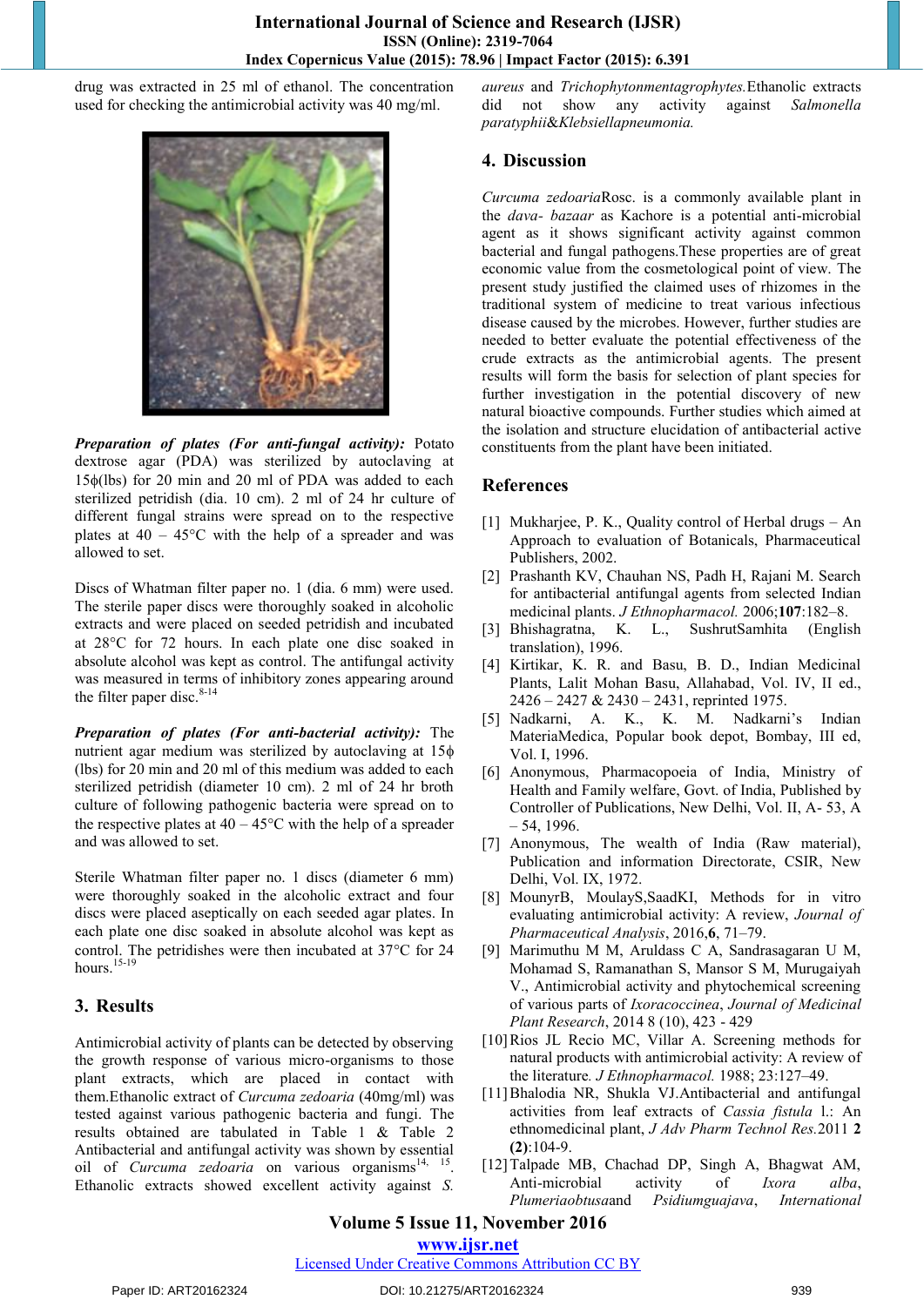drug was extracted in 25 ml of ethanol. The concentration used for checking the antimicrobial activity was 40 mg/ml.

***Preparation of plates (For anti-fungal activity):*** Potato dextrose agar (PDA) was sterilized by autoclaving at 15ϕ(lbs) for 20 min and 20 ml of PDA was added to each sterilized petridish (dia. 10 cm). 2 ml of 24 hr culture of different fungal strains were spread on to the respective plates at 40 – 45°C with the help of a spreader and was allowed to set.

Discs of Whatman filter paper no. 1 (dia. 6 mm) were used. The sterile paper discs were thoroughly soaked in alcoholic extracts and were placed on seeded petridish and incubated at 28°C for 72 hours. In each plate one disc soaked in absolute alcohol was kept as control. The antifungal activity was measured in terms of inhibitory zones appearing around the filter paper disc.[8-14]

***Preparation of plates (For anti-bacterial activity):*** The nutrient agar medium was sterilized by autoclaving at 15ϕ (lbs) for 20 min and 20 ml of this medium was added to each sterilized petridish (diameter 10 cm). 2 ml of 24 hr broth culture of following pathogenic bacteria were spread on to the respective plates at 40 – 45°C with the help of a spreader and was allowed to set.

Sterile Whatman filter paper no. 1 discs (diameter 6 mm) were thoroughly soaked in the alcoholic extract and four discs were placed aseptically on each seeded agar plates. In each plate one disc soaked in absolute alcohol was kept as control. The petridishes were then incubated at 37°C for 24 hours.[15-19]

## 3. Results

Antimicrobial activity of plants can be detected by observing the growth response of various micro-organisms to those plant extracts, which are placed in contact with them.Ethanolic extract of *Curcuma zedoaria* (40mg/ml) was tested against various pathogenic bacteria and fungi. The results obtained are tabulated in Table 1 & Table 2 Antibacterial and antifungal activity was shown by essential oil of *Curcuma zedoaria* on various organisms[14, 15]. Ethanolic extracts showed excellent activity against *S. aureus* and *Trichophytonmentagrophytes.*Ethanolic extracts did not show any activity against *Salmonella paratyphii*&*Klebsiellapneumonia.*

## 4. Discussion

*Curcuma zedoaria*Rosc. is a commonly available plant in the *dava- bazaar* as Kachore is a potential anti-microbial agent as it shows significant activity against common bacterial and fungal pathogens.These properties are of great economic value from the cosmetological point of view. The present study justified the claimed uses of rhizomes in the traditional system of medicine to treat various infectious disease caused by the microbes. However, further studies are needed to better evaluate the potential effectiveness of the crude extracts as the antimicrobial agents. The present results will form the basis for selection of plant species for further investigation in the potential discovery of new natural bioactive compounds. Further studies which aimed at the isolation and structure elucidation of antibacterial active constituents from the plant have been initiated.

## References

[1] Mukharjee, P. K., Quality control of Herbal drugs – An Approach to evaluation of Botanicals, Pharmaceutical Publishers, 2002.

[2] Prashanth KV, Chauhan NS, Padh H, Rajani M. Search for antibacterial antifungal agents from selected Indian medicinal plants. *J Ethnopharmacol.* 2006;**107**:182–8.

[3] Bhishagratna, K. L., SushrutSamhita (English translation), 1996.

[4] Kirtikar, K. R. and Basu, B. D., Indian Medicinal Plants, Lalit Mohan Basu, Allahabad, Vol. IV, II ed., 2426 – 2427 & 2430 – 2431, reprinted 1975.

[5] Nadkarni, A. K., K. M. Nadkarni's Indian MateriaMedica, Popular book depot, Bombay, III ed, Vol. I, 1996.

[6] Anonymous, Pharmacopoeia of India, Ministry of Health and Family welfare, Govt. of India, Published by Controller of Publications, New Delhi, Vol. II, A- 53, A – 54, 1996.

[7] Anonymous, The wealth of India (Raw material), Publication and information Directorate, CSIR, New Delhi, Vol. IX, 1972.

[8] MounyrB, MoulayS,SaadKI, Methods for in vitro evaluating antimicrobial activity: A review, *Journal of Pharmaceutical Analysis*, 2016,**6**, 71–79.

[9] Marimuthu M M, Aruldass C A, Sandrasagaran U M, Mohamad S, Ramanathan S, Mansor S M, Murugaiyah V., Antimicrobial activity and phytochemical screening of various parts of *Ixoracoccinea*, *Journal of Medicinal Plant Research*, 2014 8 (10), 423 - 429

[10] Rios JL Recio MC, Villar A. Screening methods for natural products with antimicrobial activity: A review of the literature. *J Ethnopharmacol.* 1988; 23:127–49.

[11] Bhalodia NR, Shukla VJ.Antibacterial and antifungal activities from leaf extracts of *Cassia fistula* l.: An ethnomedicinal plant, *J Adv Pharm Technol Res.*2011 **2** **(2)**:104-9.

[12] Talpade MB, Chachad DP, Singh A, Bhagwat AM, Anti-microbial activity of *Ixora alba*, *Plumeriaobtusa*and *Psidiumguajava*, *International*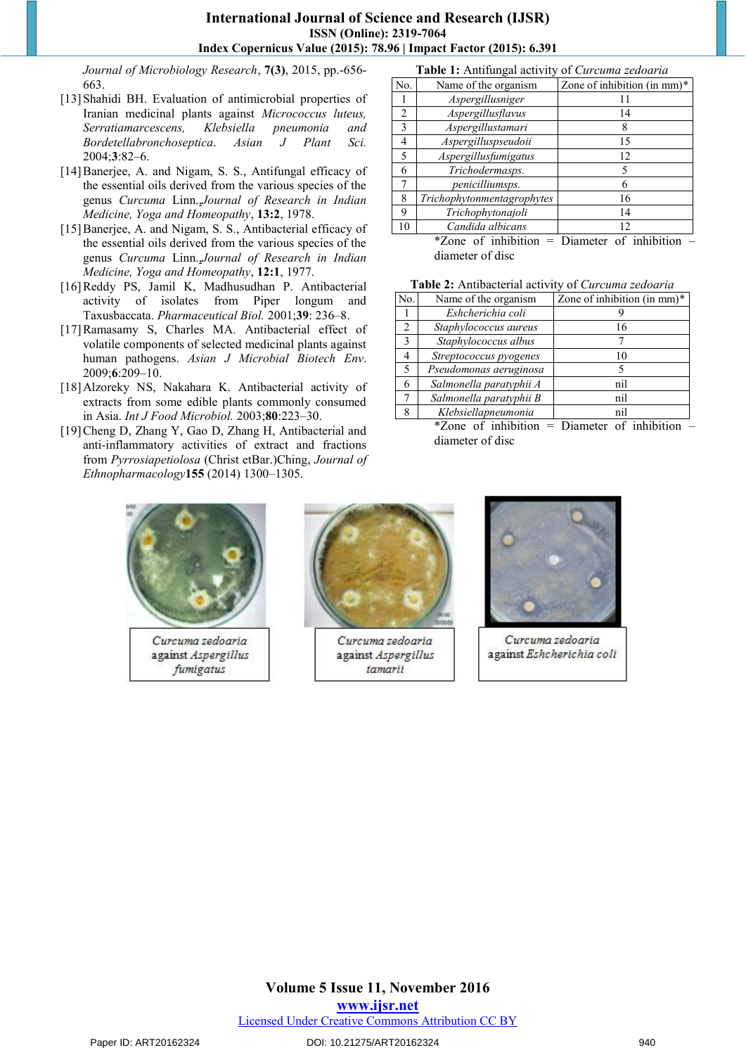*Journal of Microbiology Research*, **7(3)**, 2015, pp.-656-663.

[13] Shahidi BH. Evaluation of antimicrobial properties of Iranian medicinal plants against *Micrococcus luteus, Serratiamarcescens, Klebsiella pneumonia and Bordetellabronchoseptica. Asian J Plant Sci.* 2004;**3**:82–6.

[14] Banerjee, A. and Nigam, S. S., Antifungal efficacy of the essential oils derived from the various species of the genus *Curcuma* Linn.,*Journal of Research in Indian Medicine, Yoga and Homeopathy*, **13:2**, 1978.

[15] Banerjee, A. and Nigam, S. S., Antibacterial efficacy of the essential oils derived from the various species of the genus *Curcuma* Linn.,*Journal of Research in Indian Medicine, Yoga and Homeopathy*, **12:1**, 1977.

[16] Reddy PS, Jamil K, Madhusudhan P. Antibacterial activity of isolates from Piper longum and Taxusbaccata. *Pharmaceutical Biol.* 2001;**39**: 236–8.

[17] Ramasamy S, Charles MA. Antibacterial effect of volatile components of selected medicinal plants against human pathogens. *Asian J Microbial Biotech Env*. 2009;**6**:209–10.

[18] Alzoreky NS, Nakahara K. Antibacterial activity of extracts from some edible plants commonly consumed in Asia. *Int J Food Microbiol.* 2003;**80**:223–30.

[19] Cheng D, Zhang Y, Gao D, Zhang H, Antibacterial and anti-inflammatory activities of extract and fractions from *Pyrrosiapetiolosa* (Christ etBar.)Ching, *Journal of Ethnopharmacology***155** (2014) 1300–1305.

**Table 1:** Antifungal activity of *Curcuma zedoaria*

| No. | Name of the organism | Zone of inhibition (in mm)* |
|---|---|---|
| 1 | *Aspergillusniger* | 11 |
| 2 | *Aspergillusflavus* | 14 |
| 3 | *Aspergillustamari* | 8 |
| 4 | *Aspergilluspseudoii* | 15 |
| 5 | *Aspergillusfumigatus* | 12 |
| 6 | *Trichodermasps.* | 5 |
| 7 | *penicilliumsps.* | 6 |
| 8 | *Trichophytonmentagrophytes* | 16 |
| 9 | *Trichophytonajoli* | 14 |
| 10 | *Candida albicans* | 12 |

*Zone of inhibition = Diameter of inhibition – diameter of disc

**Table 2:** Antibacterial activity of *Curcuma zedoaria*

| No. | Name of the organism | Zone of inhibition (in mm)* |
|---|---|---|
| 1 | *Eshcherichia coli* | 9 |
| 2 | *Staphylococcus aureus* | 16 |
| 3 | *Staphylococcus albus* | 7 |
| 4 | *Streptococcus pyogenes* | 10 |
| 5 | *Pseudomonas aeruginosa* | 5 |
| 6 | *Salmonella paratyphii A* | nil |
| 7 | *Salmonella paratyphii B* | nil |
| 8 | *Klebsiellapneumonia* | nil |

*Zone of inhibition = Diameter of inhibition – diameter of disc

*Curcuma zedoaria* against *Aspergillus fumigatus*

*Curcuma zedoaria* against *Aspergillus tamarii*

*Curcuma zedoaria* against *Eshcherichia coli*